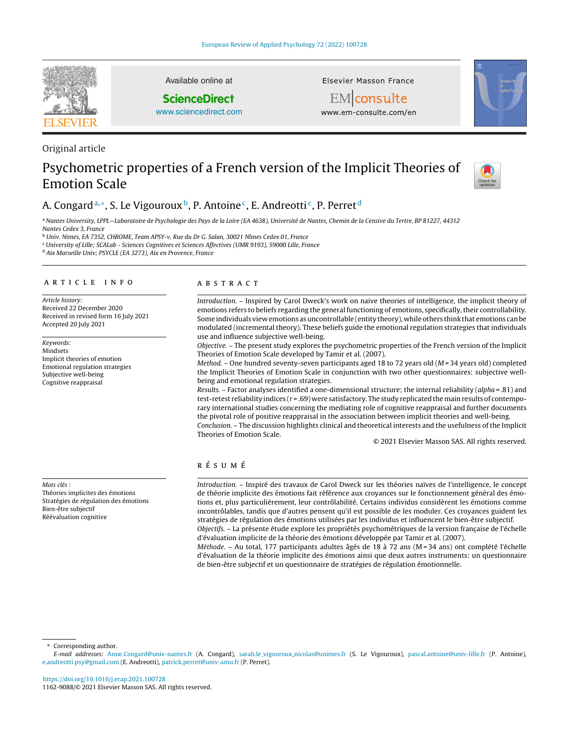Original article

# Psychometric properties of a French version of the Implicit Theories of Emotion Scale

A. Congard[a,*], S. Le Vigouroux[b], P. Antoine[c], E. Andreotti[c], P. Perret[d]

[a] Nantes University, LPPL—Laboratoire de Psychologie des Pays de la Loire (EA 4638), Université de Nantes, Chemin de la Censive du Tertre, BP 81227, 44312 Nantes Cedex 3, France
[b] Univ. Nimes, EA 7352, CHROME, Team APSY-v, Rue du Dr G. Salan, 30021 Nîmes Cedex 01, France
[c] University of Lille; SCALab - Sciences Cognitives et Sciences Affectives (UMR 9193), 59000 Lille, France
[d] Aix Marseille Univ; PSYCLE (EA 3273), Aix en Provence, France

## ARTICLE INFO

*Article history:*
Received 22 December 2020
Received in revised form 16 July 2021
Accepted 20 July 2021

*Keywords:*
Mindsets
Implicit theories of emotion
Emotional regulation strategies
Subjective well-being
Cognitive reappraisal

*Mots clés :*
Théories implicites des émotions
Stratégies de régulation des émotions
Bien-être subjectif
Réévaluation cognitive

## ABSTRACT

*Introduction.* – Inspired by Carol Dweck's work on naive theories of intelligence, the implicit theory of emotions refers to beliefs regarding the general functioning of emotions, specifically, their controllability. Some individuals view emotions as uncontrollable (entity theory), while others think that emotions can be modulated (incremental theory). These beliefs guide the emotional regulation strategies that individuals use and influence subjective well-being.
*Objective.* – The present study explores the psychometric properties of the French version of the Implicit Theories of Emotion Scale developed by Tamir et al. (2007).
*Method.* – One hundred seventy-seven participants aged 18 to 72 years old ($M$ = 34 years old) completed the Implicit Theories of Emotion Scale in conjunction with two other questionnaires: subjective well-being and emotional regulation strategies.
*Results.* – Factor analyses identified a one-dimensional structure; the internal reliability (*alpha* = .81) and test-retest reliability indices ($r$ = .69) were satisfactory. The study replicated the main results of contemporary international studies concerning the mediating role of cognitive reappraisal and further documents the pivotal role of positive reappraisal in the association between implicit theories and well-being.
*Conclusion.* – The discussion highlights clinical and theoretical interests and the usefulness of the Implicit Theories of Emotion Scale.

© 2021 Elsevier Masson SAS. All rights reserved.

## RÉSUMÉ

*Introduction.* – Inspiré des travaux de Carol Dweck sur les théories naïves de l'intelligence, le concept de théorie implicite des émotions fait référence aux croyances sur le fonctionnement général des émotions et, plus particulièrement, leur contrôlabilité. Certains individus considèrent les émotions comme incontrôlables, tandis que d'autres pensent qu'il est possible de les moduler. Ces croyances guident les stratégies de régulation des émotions utilisées par les individus et influencent le bien-être subjectif.
*Objectifs.* – La présente étude explore les propriétés psychométriques de la version française de l'échelle d'évaluation implicite de la théorie des émotions développée par Tamir et al. (2007).
*Méthode.* – Au total, 177 participants adultes âgés de 18 à 72 ans (M = 34 ans) ont complété l'échelle d'évaluation de la théorie implicite des émotions ainsi que deux autres instruments: un questionnaire de bien-être subjectif et un questionnaire de stratégies de régulation émotionnelle.

---

* Corresponding author.
*E-mail addresses:* Anne.Congard@univ-nantes.fr (A. Congard), sarah.le_vigouroux_nicolas@unimes.fr (S. Le Vigouroux), pascal.antoine@univ-lille.fr (P. Antoine), e.andreotti.psy@gmail.com (E. Andreotti), patrick.perret@univ-amu.fr (P. Perret).

https://doi.org/10.1016/j.erap.2021.100728
1162-9088/© 2021 Elsevier Masson SAS. All rights reserved.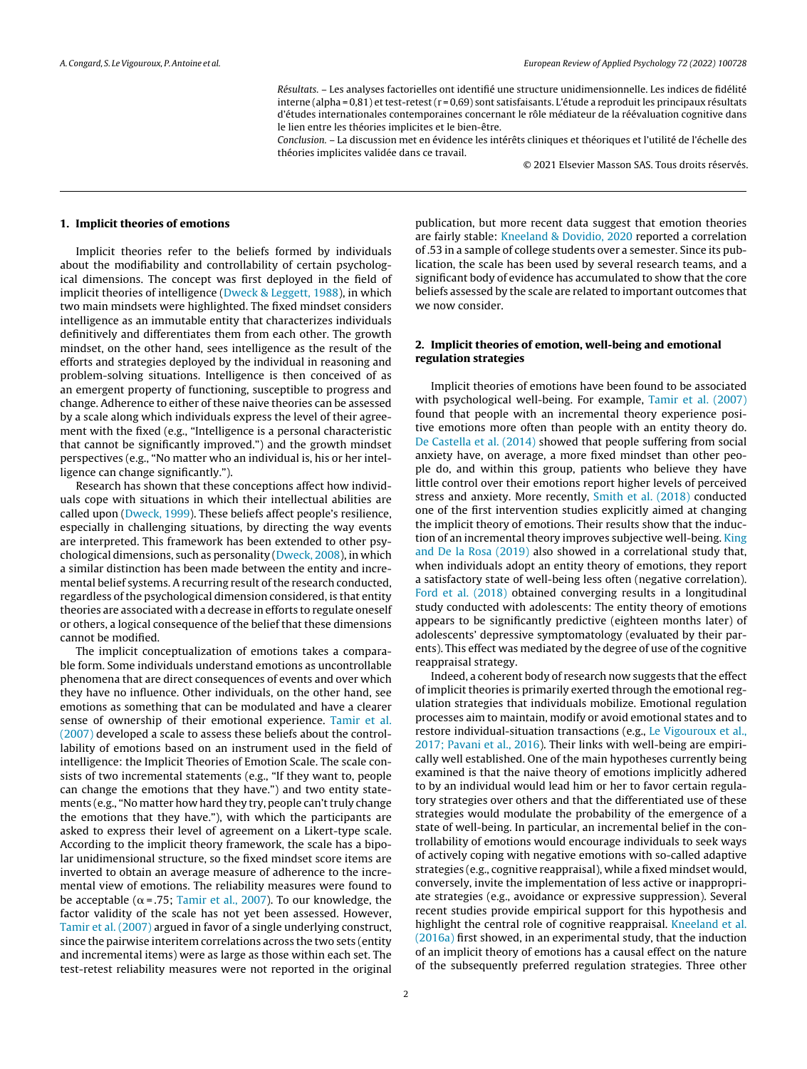*Résultats.* – Les analyses factorielles ont identifié une structure unidimensionnelle. Les indices de fidélité interne (alpha = 0,81) et test-retest (r = 0,69) sont satisfaisants. L'étude a reproduit les principaux résultats d'études internationales contemporaines concernant le rôle médiateur de la réévaluation cognitive dans le lien entre les théories implicites et le bien-être.

*Conclusion.* – La discussion met en évidence les intérêts cliniques et théoriques et l'utilité de l'échelle des théories implicites validée dans ce travail.

© 2021 Elsevier Masson SAS. Tous droits réservés.

## 1. Implicit theories of emotions

Implicit theories refer to the beliefs formed by individuals about the modifiability and controllability of certain psychological dimensions. The concept was first deployed in the field of implicit theories of intelligence (Dweck & Leggett, 1988), in which two main mindsets were highlighted. The fixed mindset considers intelligence as an immutable entity that characterizes individuals definitively and differentiates them from each other. The growth mindset, on the other hand, sees intelligence as the result of the efforts and strategies deployed by the individual in reasoning and problem-solving situations. Intelligence is then conceived of as an emergent property of functioning, susceptible to progress and change. Adherence to either of these naive theories can be assessed by a scale along which individuals express the level of their agreement with the fixed (e.g., "Intelligence is a personal characteristic that cannot be significantly improved.") and the growth mindset perspectives (e.g., "No matter who an individual is, his or her intelligence can change significantly.").

Research has shown that these conceptions affect how individuals cope with situations in which their intellectual abilities are called upon (Dweck, 1999). These beliefs affect people's resilience, especially in challenging situations, by directing the way events are interpreted. This framework has been extended to other psychological dimensions, such as personality (Dweck, 2008), in which a similar distinction has been made between the entity and incremental belief systems. A recurring result of the research conducted, regardless of the psychological dimension considered, is that entity theories are associated with a decrease in efforts to regulate oneself or others, a logical consequence of the belief that these dimensions cannot be modified.

The implicit conceptualization of emotions takes a comparable form. Some individuals understand emotions as uncontrollable phenomena that are direct consequences of events and over which they have no influence. Other individuals, on the other hand, see emotions as something that can be modulated and have a clearer sense of ownership of their emotional experience. Tamir et al. (2007) developed a scale to assess these beliefs about the controllability of emotions based on an instrument used in the field of intelligence: the Implicit Theories of Emotion Scale. The scale consists of two incremental statements (e.g., "If they want to, people can change the emotions that they have.") and two entity statements (e.g., "No matter how hard they try, people can't truly change the emotions that they have."), with which the participants are asked to express their level of agreement on a Likert-type scale. According to the implicit theory framework, the scale has a bipolar unidimensional structure, so the fixed mindset score items are inverted to obtain an average measure of adherence to the incremental view of emotions. The reliability measures were found to be acceptable ($\alpha = .75$; Tamir et al., 2007). To our knowledge, the factor validity of the scale has not yet been assessed. However, Tamir et al. (2007) argued in favor of a single underlying construct, since the pairwise interitem correlations across the two sets (entity and incremental items) were as large as those within each set. The test-retest reliability measures were not reported in the original publication, but more recent data suggest that emotion theories are fairly stable: Kneeland & Dovidio, 2020 reported a correlation of .53 in a sample of college students over a semester. Since its publication, the scale has been used by several research teams, and a significant body of evidence has accumulated to show that the core beliefs assessed by the scale are related to important outcomes that we now consider.

## 2. Implicit theories of emotion, well-being and emotional regulation strategies

Implicit theories of emotions have been found to be associated with psychological well-being. For example, Tamir et al. (2007) found that people with an incremental theory experience positive emotions more often than people with an entity theory do. De Castella et al. (2014) showed that people suffering from social anxiety have, on average, a more fixed mindset than other people do, and within this group, patients who believe they have little control over their emotions report higher levels of perceived stress and anxiety. More recently, Smith et al. (2018) conducted one of the first intervention studies explicitly aimed at changing the implicit theory of emotions. Their results show that the induction of an incremental theory improves subjective well-being. King and De la Rosa (2019) also showed in a correlational study that, when individuals adopt an entity theory of emotions, they report a satisfactory state of well-being less often (negative correlation). Ford et al. (2018) obtained converging results in a longitudinal study conducted with adolescents: The entity theory of emotions appears to be significantly predictive (eighteen months later) of adolescents' depressive symptomatology (evaluated by their parents). This effect was mediated by the degree of use of the cognitive reappraisal strategy.

Indeed, a coherent body of research now suggests that the effect of implicit theories is primarily exerted through the emotional regulation strategies that individuals mobilize. Emotional regulation processes aim to maintain, modify or avoid emotional states and to restore individual-situation transactions (e.g., Le Vigouroux et al., 2017; Pavani et al., 2016). Their links with well-being are empirically well established. One of the main hypotheses currently being examined is that the naive theory of emotions implicitly adhered to by an individual would lead him or her to favor certain regulatory strategies over others and that the differentiated use of these strategies would modulate the probability of the emergence of a state of well-being. In particular, an incremental belief in the controllability of emotions would encourage individuals to seek ways of actively coping with negative emotions with so-called adaptive strategies (e.g., cognitive reappraisal), while a fixed mindset would, conversely, invite the implementation of less active or inappropriate strategies (e.g., avoidance or expressive suppression). Several recent studies provide empirical support for this hypothesis and highlight the central role of cognitive reappraisal. Kneeland et al. (2016a) first showed, in an experimental study, that the induction of an implicit theory of emotions has a causal effect on the nature of the subsequently preferred regulation strategies. Three other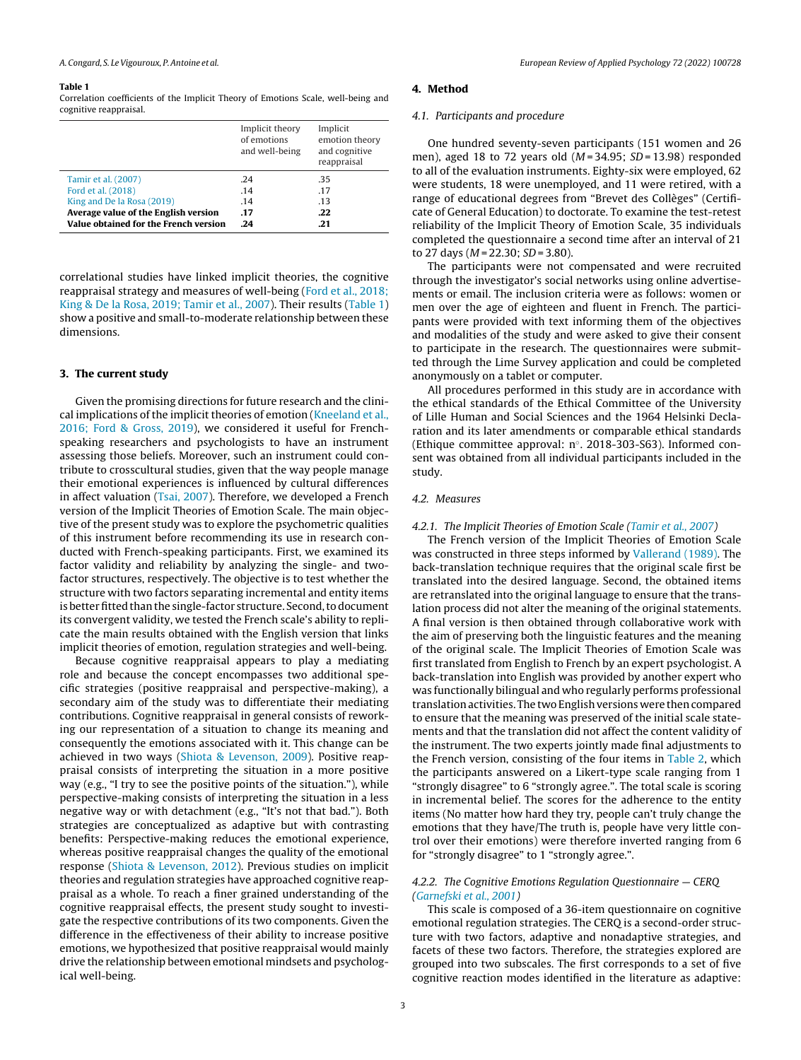**Table 1**
Correlation coefficients of the Implicit Theory of Emotions Scale, well-being and cognitive reappraisal.

| | Implicit theory of emotions and well-being | Implicit emotion theory and cognitive reappraisal |
|---|---|---|
| Tamir et al. (2007) | .24 | .35 |
| Ford et al. (2018) | .14 | .17 |
| King and De la Rosa (2019) | .14 | .13 |
| **Average value of the English version** | **.17** | **.22** |
| **Value obtained for the French version** | **.24** | **.21** |

correlational studies have linked implicit theories, the cognitive reappraisal strategy and measures of well-being (Ford et al., 2018; King & De la Rosa, 2019; Tamir et al., 2007). Their results (Table 1) show a positive and small-to-moderate relationship between these dimensions.

## 3. The current study

Given the promising directions for future research and the clinical implications of the implicit theories of emotion (Kneeland et al., 2016; Ford & Gross, 2019), we considered it useful for French-speaking researchers and psychologists to have an instrument assessing those beliefs. Moreover, such an instrument could contribute to crosscultural studies, given that the way people manage their emotional experiences is influenced by cultural differences in affect valuation (Tsai, 2007). Therefore, we developed a French version of the Implicit Theories of Emotion Scale. The main objective of the present study was to explore the psychometric qualities of this instrument before recommending its use in research conducted with French-speaking participants. First, we examined its factor validity and reliability by analyzing the single- and two-factor structures, respectively. The objective is to test whether the structure with two factors separating incremental and entity items is better fitted than the single-factor structure. Second, to document its convergent validity, we tested the French scale's ability to replicate the main results obtained with the English version that links implicit theories of emotion, regulation strategies and well-being.

Because cognitive reappraisal appears to play a mediating role and because the concept encompasses two additional specific strategies (positive reappraisal and perspective-making), a secondary aim of the study was to differentiate their mediating contributions. Cognitive reappraisal in general consists of reworking our representation of a situation to change its meaning and consequently the emotions associated with it. This change can be achieved in two ways (Shiota & Levenson, 2009). Positive reappraisal consists of interpreting the situation in a more positive way (e.g., "I try to see the positive points of the situation."), while perspective-making consists of interpreting the situation in a less negative way or with detachment (e.g., "It's not that bad."). Both strategies are conceptualized as adaptive but with contrasting benefits: Perspective-making reduces the emotional experience, whereas positive reappraisal changes the quality of the emotional response (Shiota & Levenson, 2012). Previous studies on implicit theories and regulation strategies have approached cognitive reappraisal as a whole. To reach a finer grained understanding of the cognitive reappraisal effects, the present study sought to investigate the respective contributions of its two components. Given the difference in the effectiveness of their ability to increase positive emotions, we hypothesized that positive reappraisal would mainly drive the relationship between emotional mindsets and psychological well-being.

## 4. Method

### 4.1. Participants and procedure

One hundred seventy-seven participants (151 women and 26 men), aged 18 to 72 years old ($M$ = 34.95; $SD$ = 13.98) responded to all of the evaluation instruments. Eighty-six were employed, 62 were students, 18 were unemployed, and 11 were retired, with a range of educational degrees from "Brevet des Collèges" (Certificate of General Education) to doctorate. To examine the test-retest reliability of the Implicit Theory of Emotion Scale, 35 individuals completed the questionnaire a second time after an interval of 21 to 27 days ($M$ = 22.30; $SD$ = 3.80).

The participants were not compensated and were recruited through the investigator's social networks using online advertisements or email. The inclusion criteria were as follows: women or men over the age of eighteen and fluent in French. The participants were provided with text informing them of the objectives and modalities of the study and were asked to give their consent to participate in the research. The questionnaires were submitted through the Lime Survey application and could be completed anonymously on a tablet or computer.

All procedures performed in this study are in accordance with the ethical standards of the Ethical Committee of the University of Lille Human and Social Sciences and the 1964 Helsinki Declaration and its later amendments or comparable ethical standards (Ethique committee approval: n°. 2018-303-S63). Informed consent was obtained from all individual participants included in the study.

### 4.2. Measures

#### 4.2.1. The Implicit Theories of Emotion Scale (Tamir et al., 2007)

The French version of the Implicit Theories of Emotion Scale was constructed in three steps informed by Vallerand (1989). The back-translation technique requires that the original scale first be translated into the desired language. Second, the obtained items are retranslated into the original language to ensure that the translation process did not alter the meaning of the original statements. A final version is then obtained through collaborative work with the aim of preserving both the linguistic features and the meaning of the original scale. The Implicit Theories of Emotion Scale was first translated from English to French by an expert psychologist. A back-translation into English was provided by another expert who was functionally bilingual and who regularly performs professional translation activities. The two English versions were then compared to ensure that the meaning was preserved of the initial scale statements and that the translation did not affect the content validity of the instrument. The two experts jointly made final adjustments to the French version, consisting of the four items in Table 2, which the participants answered on a Likert-type scale ranging from 1 "strongly disagree" to 6 "strongly agree.". The total scale is scoring in incremental belief. The scores for the adherence to the entity items (No matter how hard they try, people can't truly change the emotions that they have/The truth is, people have very little control over their emotions) were therefore inverted ranging from 6 for "strongly disagree" to 1 "strongly agree.".

#### 4.2.2. The Cognitive Emotions Regulation Questionnaire — CERQ (Garnefski et al., 2001)

This scale is composed of a 36-item questionnaire on cognitive emotional regulation strategies. The CERQ is a second-order structure with two factors, adaptive and nonadaptive strategies, and facets of these two factors. Therefore, the strategies explored are grouped into two subscales. The first corresponds to a set of five cognitive reaction modes identified in the literature as adaptive: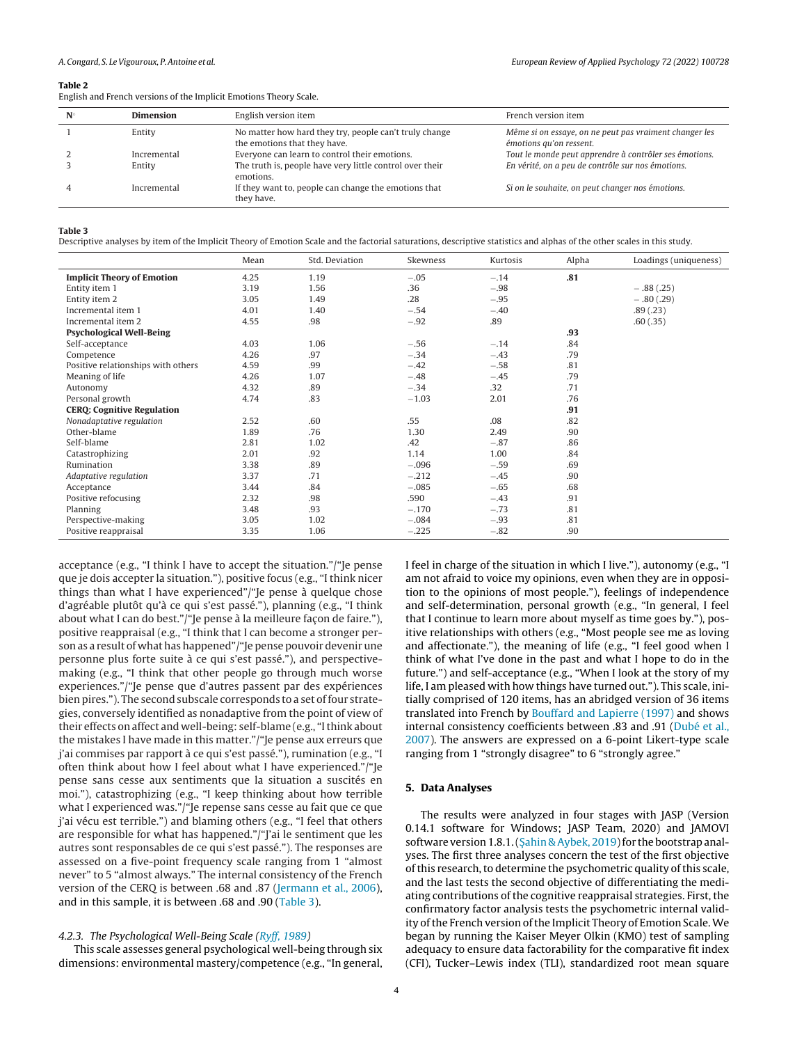**Table 2**
English and French versions of the Implicit Emotions Theory Scale.

| N° | Dimension | English version item | French version item |
|---|---|---|---|
| 1 | Entity | No matter how hard they try, people can't truly change the emotions that they have. | *Même si on essaye, on ne peut pas vraiment changer les émotions qu'on ressent.* |
| 2 | Incremental | Everyone can learn to control their emotions. | *Tout le monde peut apprendre à contrôler ses émotions.* |
| 3 | Entity | The truth is, people have very little control over their emotions. | *En vérité, on a peu de contrôle sur nos émotions.* |
| 4 | Incremental | If they want to, people can change the emotions that they have. | *Si on le souhaite, on peut changer nos émotions.* |

**Table 3**
Descriptive analyses by item of the Implicit Theory of Emotion Scale and the factorial saturations, descriptive statistics and alphas of the other scales in this study.

| | Mean | Std. Deviation | Skewness | Kurtosis | Alpha | Loadings (uniqueness) |
|---|---|---|---|---|---|---|
| **Implicit Theory of Emotion** | 4.25 | 1.19 | −.05 | −.14 | **.81** | |
| Entity item 1 | 3.19 | 1.56 | .36 | −.98 | | − .88 (.25) |
| Entity item 2 | 3.05 | 1.49 | .28 | −.95 | | − .80 (.29) |
| Incremental item 1 | 4.01 | 1.40 | −.54 | −.40 | | .89 (.23) |
| Incremental item 2 | 4.55 | .98 | −.92 | .89 | | .60 (.35) |
| **Psychological Well-Being** | | | | | **.93** | |
| Self-acceptance | 4.03 | 1.06 | −.56 | −.14 | .84 | |
| Competence | 4.26 | .97 | −.34 | −.43 | .79 | |
| Positive relationships with others | 4.59 | .99 | −.42 | −.58 | .81 | |
| Meaning of life | 4.26 | 1.07 | −.48 | −.45 | .79 | |
| Autonomy | 4.32 | .89 | −.34 | .32 | .71 | |
| Personal growth | 4.74 | .83 | −1.03 | 2.01 | .76 | |
| **CERQ: Cognitive Regulation** | | | | | **.91** | |
| *Nonadaptative regulation* | 2.52 | .60 | .55 | .08 | .82 | |
| Other-blame | 1.89 | .76 | 1.30 | 2.49 | .90 | |
| Self-blame | 2.81 | 1.02 | .42 | −.87 | .86 | |
| Catastrophizing | 2.01 | .92 | 1.14 | 1.00 | .84 | |
| Rumination | 3.38 | .89 | −.096 | −.59 | .69 | |
| *Adaptative regulation* | 3.37 | .71 | −.212 | −.45 | .90 | |
| Acceptance | 3.44 | .84 | −.085 | −.65 | .68 | |
| Positive refocusing | 2.32 | .98 | .590 | −.43 | .91 | |
| Planning | 3.48 | .93 | −.170 | −.73 | .81 | |
| Perspective-making | 3.05 | 1.02 | −.084 | −.93 | .81 | |
| Positive reappraisal | 3.35 | 1.06 | −.225 | −.82 | .90 | |

acceptance (e.g., "I think I have to accept the situation."/"Je pense que je dois accepter la situation."), positive focus (e.g., "I think nicer things than what I have experienced"/"Je pense à quelque chose d'agréable plutôt qu'à ce qui s'est passé."), planning (e.g., "I think about what I can do best."/"Je pense à la meilleure façon de faire."), positive reappraisal (e.g., "I think that I can become a stronger person as a result of what has happened"/"Je pense pouvoir devenir une personne plus forte suite à ce qui s'est passé."), and perspective-making (e.g., "I think that other people go through much worse experiences."/"Je pense que d'autres passent par des expériences bien pires."). The second subscale corresponds to a set of four strategies, conversely identified as nonadaptive from the point of view of their effects on affect and well-being: self-blame (e.g., "I think about the mistakes I have made in this matter."/"Je pense aux erreurs que j'ai commises par rapport à ce qui s'est passé."), rumination (e.g., "I often think about how I feel about what I have experienced."/"Je pense sans cesse aux sentiments que la situation a suscités en moi."), catastrophizing (e.g., "I keep thinking about how terrible what I experienced was."/"Je repense sans cesse au fait que ce que j'ai vécu est terrible.") and blaming others (e.g., "I feel that others are responsible for what has happened."/"J'ai le sentiment que les autres sont responsables de ce qui s'est passé."). The responses are assessed on a five-point frequency scale ranging from 1 "almost never" to 5 "almost always." The internal consistency of the French version of the CERQ is between .68 and .87 (Jermann et al., 2006), and in this sample, it is between .68 and .90 (Table 3).

#### 4.2.3. The Psychological Well-Being Scale (Ryff, 1989)

This scale assesses general psychological well-being through six dimensions: environmental mastery/competence (e.g., "In general, I feel in charge of the situation in which I live."), autonomy (e.g., "I am not afraid to voice my opinions, even when they are in opposition to the opinions of most people."), feelings of independence and self-determination, personal growth (e.g., "In general, I feel that I continue to learn more about myself as time goes by."), positive relationships with others (e.g., "Most people see me as loving and affectionate."), the meaning of life (e.g., "I feel good when I think of what I've done in the past and what I hope to do in the future.") and self-acceptance (e.g., "When I look at the story of my life, I am pleased with how things have turned out."). This scale, initially comprised of 120 items, has an abridged version of 36 items translated into French by Bouffard and Lapierre (1997) and shows internal consistency coefficients between .83 and .91 (Dubé et al., 2007). The answers are expressed on a 6-point Likert-type scale ranging from 1 "strongly disagree" to 6 "strongly agree."

## 5. Data Analyses

The results were analyzed in four stages with JASP (Version 0.14.1 software for Windows; JASP Team, 2020) and JAMOVI software version 1.8.1. (Şahin & Aybek, 2019) for the bootstrap analyses. The first three analyses concern the test of the first objective of this research, to determine the psychometric quality of this scale, and the last tests the second objective of differentiating the mediating contributions of the cognitive reappraisal strategies. First, the confirmatory factor analysis tests the psychometric internal validity of the French version of the Implicit Theory of Emotion Scale. We began by running the Kaiser Meyer Olkin (KMO) test of sampling adequacy to ensure data factorability for the comparative fit index (CFI), Tucker–Lewis index (TLI), standardized root mean square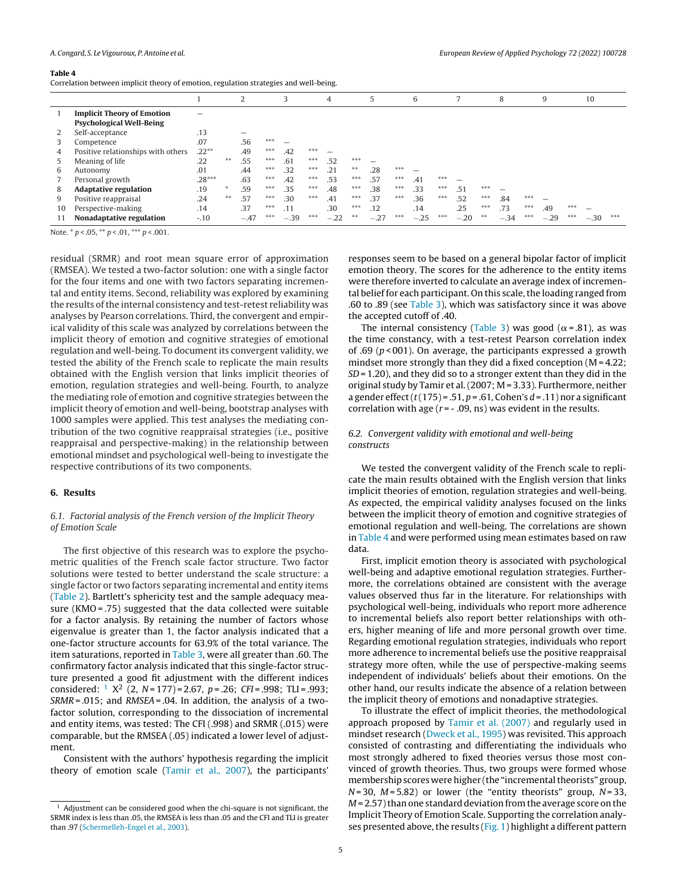**Table 4**
Correlation between implicit theory of emotion, regulation strategies and well-being.

| | | 1 | 2 | 3 | 4 | 5 | 6 | 7 | 8 | 9 | 10 |
|---|---|---|---|---|---|---|---|---|---|---|---|
| 1 | **Implicit Theory of Emotion** | – | | | | | | | | | |
| | **Psychological Well-Being** | | | | | | | | | | |
| 2 | Self-acceptance | .13 | – | | | | | | | | |
| 3 | Competence | .07 | .56*** | – | | | | | | | |
| 4 | Positive relationships with others | .22** | .49*** | .42*** | – | | | | | | |
| 5 | Meaning of life | .22** | .55*** | .61*** | .52*** | – | | | | | |
| 6 | Autonomy | .01 | .44*** | .32*** | .21** | .28*** | – | | | | |
| 7 | Personal growth | .28*** | .63*** | .42*** | .53*** | .57*** | .41*** | – | | | |
| 8 | **Adaptative regulation** | .19* | .59*** | .35*** | .48*** | .38*** | .33*** | .51*** | – | | |
| 9 | Positive reappraisal | .24** | .57*** | .30*** | .41*** | .37*** | .36*** | .52*** | .84*** | – | |
| 10 | Perspective-making | .14 | .37*** | .11 | .30*** | .12 | .14 | .25*** | .73*** | .49*** | – |
| 11 | **Nonadaptative regulation** | -.10 | −.47*** | −.39*** | −.22** | −.27*** | −.25*** | −.20** | −.34*** | −.29*** | −.30*** |

Note. * $p < .05$, ** $p < .01$, *** $p < .001$.

residual (SRMR) and root mean square error of approximation (RMSEA). We tested a two-factor solution: one with a single factor for the four items and one with two factors separating incremental and entity items. Second, reliability was explored by examining the results of the internal consistency and test-retest reliability was analyses by Pearson correlations. Third, the convergent and empirical validity of this scale was analyzed by correlations between the implicit theory of emotion and cognitive strategies of emotional regulation and well-being. To document its convergent validity, we tested the ability of the French scale to replicate the main results obtained with the English version that links implicit theories of emotion, regulation strategies and well-being. Fourth, to analyze the mediating role of emotion and cognitive strategies between the implicit theory of emotion and well-being, bootstrap analyses with 1000 samples were applied. This test analyses the mediating contribution of the two cognitive reappraisal strategies (i.e., positive reappraisal and perspective-making) in the relationship between emotional mindset and psychological well-being to investigate the respective contributions of its two components.

## 6. Results

### 6.1. Factorial analysis of the French version of the Implicit Theory of Emotion Scale

The first objective of this research was to explore the psychometric qualities of the French scale factor structure. Two factor solutions were tested to better understand the scale structure: a single factor or two factors separating incremental and entity items (Table 2). Bartlett's sphericity test and the sample adequacy measure (KMO = .75) suggested that the data collected were suitable for a factor analysis. By retaining the number of factors whose eigenvalue is greater than 1, the factor analysis indicated that a one-factor structure accounts for 63.9% of the total variance. The item saturations, reported in Table 3, were all greater than .60. The confirmatory factor analysis indicated that this single-factor structure presented a good fit adjustment with the different indices considered: [1] $X^2$ (2, $N$ = 177) = 2.67, $p$ = .26; *CFI* = .998; TLI = .993; *SRMR* = .015; and *RMSEA* = .04. In addition, the analysis of a two-factor solution, corresponding to the dissociation of incremental and entity items, was tested: The CFI (.998) and SRMR (.015) were comparable, but the RMSEA (.05) indicated a lower level of adjustment.

Consistent with the authors' hypothesis regarding the implicit theory of emotion scale (Tamir et al., 2007), the participants' responses seem to be based on a general bipolar factor of implicit emotion theory. The scores for the adherence to the entity items were therefore inverted to calculate an average index of incremental belief for each participant. On this scale, the loading ranged from .60 to .89 (see Table 3), which was satisfactory since it was above the accepted cutoff of .40.

The internal consistency (Table 3) was good ($\alpha$ = .81), as was the time constancy, with a test-retest Pearson correlation index of .69 ($p$ < 001). On average, the participants expressed a growth mindset more strongly than they did a fixed conception (M = 4.22; *SD* = 1.20), and they did so to a stronger extent than they did in the original study by Tamir et al. (2007; M = 3.33). Furthermore, neither a gender effect ($t$(175) = .51, $p$ = .61, Cohen's $d$ = .11) nor a significant correlation with age ($r$ = - .09, ns) was evident in the results.

### 6.2. Convergent validity with emotional and well-being constructs

We tested the convergent validity of the French scale to replicate the main results obtained with the English version that links implicit theories of emotion, regulation strategies and well-being. As expected, the empirical validity analyses focused on the links between the implicit theory of emotion and cognitive strategies of emotional regulation and well-being. The correlations are shown in Table 4 and were performed using mean estimates based on raw data.

First, implicit emotion theory is associated with psychological well-being and adaptive emotional regulation strategies. Furthermore, the correlations obtained are consistent with the average values observed thus far in the literature. For relationships with psychological well-being, individuals who report more adherence to incremental beliefs also report better relationships with others, higher meaning of life and more personal growth over time. Regarding emotional regulation strategies, individuals who report more adherence to incremental beliefs use the positive reappraisal strategy more often, while the use of perspective-making seems independent of individuals' beliefs about their emotions. On the other hand, our results indicate the absence of a relation between the implicit theory of emotions and nonadaptive strategies.

To illustrate the effect of implicit theories, the methodological approach proposed by Tamir et al. (2007) and regularly used in mindset research (Dweck et al., 1995) was revisited. This approach consisted of contrasting and differentiating the individuals who most strongly adhered to fixed theories versus those most convinced of growth theories. Thus, two groups were formed whose membership scores were higher (the "incremental theorists" group, $N$ = 30, $M$ = 5.82) or lower (the "entity theorists" group, $N$ = 33, $M$ = 2.57) than one standard deviation from the average score on the Implicit Theory of Emotion Scale. Supporting the correlation analyses presented above, the results (Fig. 1) highlight a different pattern

[1] Adjustment can be considered good when the chi-square is not significant, the SRMR index is less than .05, the RMSEA is less than .05 and the CFI and TLI is greater than .97 (Schermelleh-Engel et al., 2003).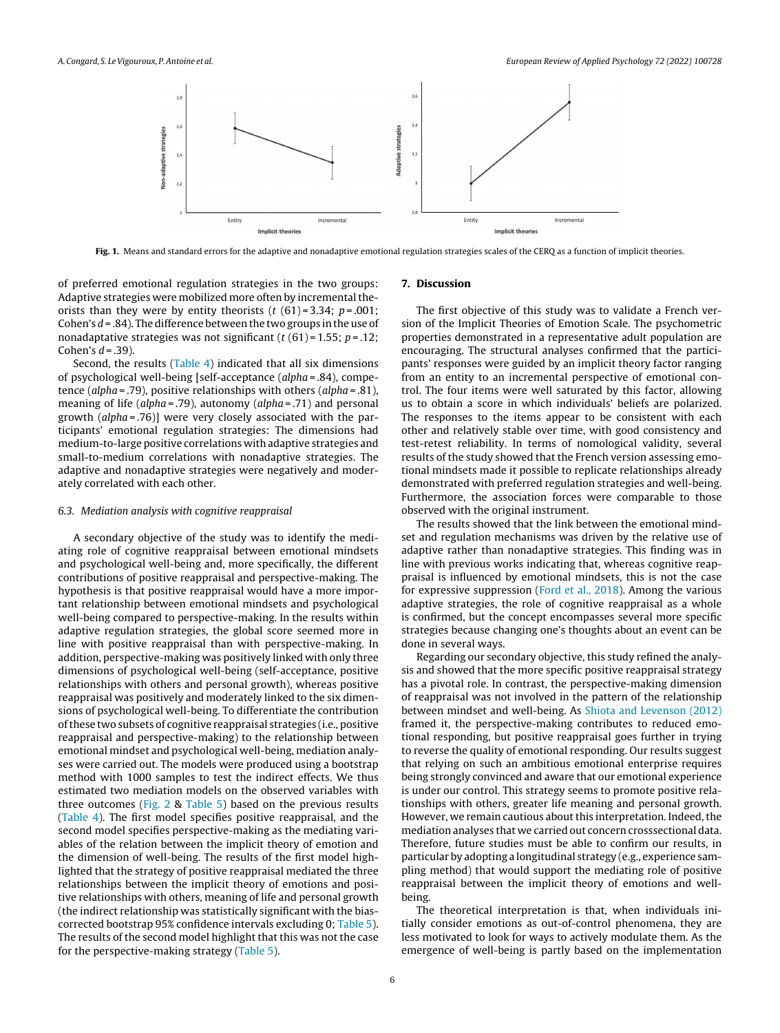Fig. 1. Means and standard errors for the adaptive and nonadaptive emotional regulation strategies scales of the CERQ as a function of implicit theories.

of preferred emotional regulation strategies in the two groups: Adaptive strategies were mobilized more often by incremental theorists than they were by entity theorists ($t$ (61) = 3.34; $p$ = .001; Cohen's $d$ = .84). The difference between the two groups in the use of nonadaptative strategies was not significant ($t$ (61) = 1.55; $p$ = .12; Cohen's $d$ = .39).

Second, the results (Table 4) indicated that all six dimensions of psychological well-being [self-acceptance (*alpha* = .84), competence (*alpha* = .79), positive relationships with others (*alpha* = .81), meaning of life (*alpha* = .79), autonomy (*alpha* = .71) and personal growth (*alpha* = .76)] were very closely associated with the participants' emotional regulation strategies: The dimensions had medium-to-large positive correlations with adaptive strategies and small-to-medium correlations with nonadaptive strategies. The adaptive and nonadaptive strategies were negatively and moderately correlated with each other.

### 6.3. Mediation analysis with cognitive reappraisal

A secondary objective of the study was to identify the mediating role of cognitive reappraisal between emotional mindsets and psychological well-being and, more specifically, the different contributions of positive reappraisal and perspective-making. The hypothesis is that positive reappraisal would have a more important relationship between emotional mindsets and psychological well-being compared to perspective-making. In the results within adaptive regulation strategies, the global score seemed more in line with positive reappraisal than with perspective-making. In addition, perspective-making was positively linked with only three dimensions of psychological well-being (self-acceptance, positive relationships with others and personal growth), whereas positive reappraisal was positively and moderately linked to the six dimensions of psychological well-being. To differentiate the contribution of these two subsets of cognitive reappraisal strategies (i.e., positive reappraisal and perspective-making) to the relationship between emotional mindset and psychological well-being, mediation analyses were carried out. The models were produced using a bootstrap method with 1000 samples to test the indirect effects. We thus estimated two mediation models on the observed variables with three outcomes (Fig. 2 & Table 5) based on the previous results (Table 4). The first model specifies positive reappraisal, and the second model specifies perspective-making as the mediating variables of the relation between the implicit theory of emotion and the dimension of well-being. The results of the first model highlighted that the strategy of positive reappraisal mediated the three relationships between the implicit theory of emotions and positive relationships with others, meaning of life and personal growth (the indirect relationship was statistically significant with the bias-corrected bootstrap 95% confidence intervals excluding 0; Table 5). The results of the second model highlight that this was not the case for the perspective-making strategy (Table 5).

## 7. Discussion

The first objective of this study was to validate a French version of the Implicit Theories of Emotion Scale. The psychometric properties demonstrated in a representative adult population are encouraging. The structural analyses confirmed that the participants' responses were guided by an implicit theory factor ranging from an entity to an incremental perspective of emotional control. The four items were well saturated by this factor, allowing us to obtain a score in which individuals' beliefs are polarized. The responses to the items appear to be consistent with each other and relatively stable over time, with good consistency and test-retest reliability. In terms of nomological validity, several results of the study showed that the French version assessing emotional mindsets made it possible to replicate relationships already demonstrated with preferred regulation strategies and well-being. Furthermore, the association forces were comparable to those observed with the original instrument.

The results showed that the link between the emotional mindset and regulation mechanisms was driven by the relative use of adaptive rather than nonadaptive strategies. This finding was in line with previous works indicating that, whereas cognitive reappraisal is influenced by emotional mindsets, this is not the case for expressive suppression (Ford et al., 2018). Among the various adaptive strategies, the role of cognitive reappraisal as a whole is confirmed, but the concept encompasses several more specific strategies because changing one's thoughts about an event can be done in several ways.

Regarding our secondary objective, this study refined the analysis and showed that the more specific positive reappraisal strategy has a pivotal role. In contrast, the perspective-making dimension of reappraisal was not involved in the pattern of the relationship between mindset and well-being. As Shiota and Levenson (2012) framed it, the perspective-making contributes to reduced emotional responding, but positive reappraisal goes further in trying to reverse the quality of emotional responding. Our results suggest that relying on such an ambitious emotional enterprise requires being strongly convinced and aware that our emotional experience is under our control. This strategy seems to promote positive relationships with others, greater life meaning and personal growth. However, we remain cautious about this interpretation. Indeed, the mediation analyses that we carried out concern crosssectional data. Therefore, future studies must be able to confirm our results, in particular by adopting a longitudinal strategy (e.g., experience sampling method) that would support the mediating role of positive reappraisal between the implicit theory of emotions and well-being.

The theoretical interpretation is that, when individuals initially consider emotions as out-of-control phenomena, they are less motivated to look for ways to actively modulate them. As the emergence of well-being is partly based on the implementation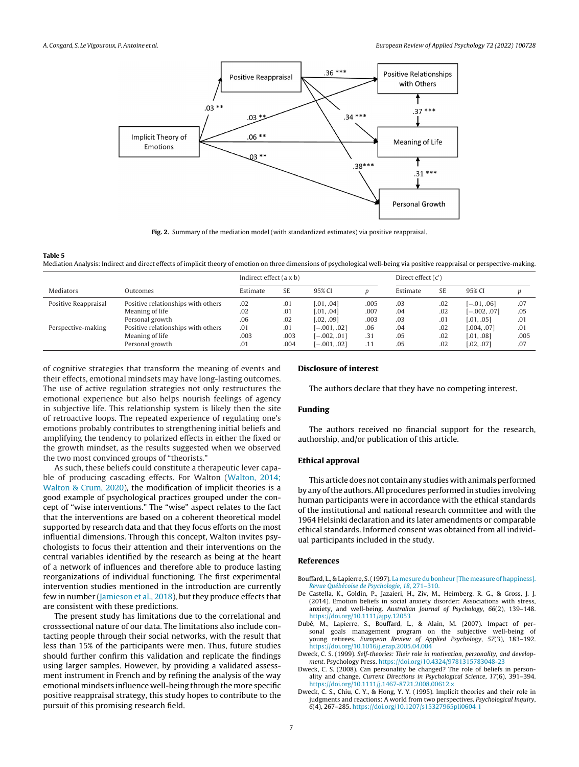Fig. 2. Summary of the mediation model (with standardized estimates) via positive reappraisal.

**Table 5**
Mediation Analysis: Indirect and direct effects of implicit theory of emotion on three dimensions of psychological well-being via positive reappraisal or perspective-making.

| Mediators | Outcomes | Indirect effect (a x b) | | | | Direct effect (c') | | | |
|---|---|---|---|---|---|---|---|---|---|
| | | Estimate | SE | 95% CI | *p* | Estimate | SE | 95% CI | *p* |
| Positive Reappraisal | Positive relationships with others | .02 | .01 | [.01, .04] | .005 | .03 | .02 | [−.01, .06] | .07 |
| | Meaning of life | .02 | .01 | [.01, .04] | .007 | .04 | .02 | [−.002, .07] | .05 |
| | Personal growth | .06 | .02 | [.02, .09] | .003 | .03 | .01 | [.01, .05] | .01 |
| Perspective-making | Positive relationships with others | .01 | .01 | [−.001, .02] | .06 | .04 | .02 | [.004, .07] | .01 |
| | Meaning of life | .003 | .003 | [−.002, .01] | .31 | .05 | .02 | [.01, .08] | .005 |
| | Personal growth | .01 | .004 | [−.001, .02] | .11 | .05 | .02 | [.02, .07] | .07 |

of cognitive strategies that transform the meaning of events and their effects, emotional mindsets may have long-lasting outcomes. The use of active regulation strategies not only restructures the emotional experience but also helps nourish feelings of agency in subjective life. This relationship system is likely then the site of retroactive loops. The repeated experience of regulating one's emotions probably contributes to strengthening initial beliefs and amplifying the tendency to polarized effects in either the fixed or the growth mindset, as the results suggested when we observed the two most convinced groups of "theorists."

As such, these beliefs could constitute a therapeutic lever capable of producing cascading effects. For Walton (Walton, 2014; Walton & Crum, 2020), the modification of implicit theories is a good example of psychological practices grouped under the concept of "wise interventions." The "wise" aspect relates to the fact that the interventions are based on a coherent theoretical model supported by research data and that they focus efforts on the most influential dimensions. Through this concept, Walton invites psychologists to focus their attention and their interventions on the central variables identified by the research as being at the heart of a network of influences and therefore able to produce lasting reorganizations of individual functioning. The first experimental intervention studies mentioned in the introduction are currently few in number (Jamieson et al., 2018), but they produce effects that are consistent with these predictions.

The present study has limitations due to the correlational and crosssectional nature of our data. The limitations also include contacting people through their social networks, with the result that less than 15% of the participants were men. Thus, future studies should further confirm this validation and replicate the findings using larger samples. However, by providing a validated assessment instrument in French and by refining the analysis of the way emotional mindsets influence well-being through the more specific positive reappraisal strategy, this study hopes to contribute to the pursuit of this promising research field.

## Disclosure of interest

The authors declare that they have no competing interest.

## Funding

The authors received no financial support for the research, authorship, and/or publication of this article.

## Ethical approval

This article does not contain any studies with animals performed by any of the authors. All procedures performed in studies involving human participants were in accordance with the ethical standards of the institutional and national research committee and with the 1964 Helsinki declaration and its later amendments or comparable ethical standards. Informed consent was obtained from all individual participants included in the study.

## References

Bouffard, L., & Lapierre, S. (1997). La mesure du bonheur [The measure of happiness]. *Revue Québécoise de Psychologie*, *18*, 271–310.

De Castella, K., Goldin, P., Jazaieri, H., Ziv, M., Heimberg, R. G., & Gross, J. J. (2014). Emotion beliefs in social anxiety disorder: Associations with stress, anxiety, and well-being. *Australian Journal of Psychology*, *66*(2), 139–148. https://doi.org/10.1111/ajpy.12053

Dubé, M., Lapierre, S., Bouffard, L., & Alain, M. (2007). Impact of personal goals management program on the subjective well-being of young retirees. *European Review of Applied Psychology*, *57*(3), 183–192. https://doi.org/10.1016/j.erap.2005.04.004

Dweck, C. S. (1999). *Self-theories: Their role in motivation, personality, and development*. Psychology Press. https://doi.org/10.4324/9781315783048-23

Dweck, C. S. (2008). Can personality be changed? The role of beliefs in personality and change. *Current Directions in Psychological Science*, *17*(6), 391–394. https://doi.org/10.1111/j.1467-8721.2008.00612.x

Dweck, C. S., Chiu, C. Y., & Hong, Y. Y. (1995). Implicit theories and their role in judgments and reactions: A world from two perspectives. *Psychological Inquiry*, *6*(4), 267–285. https://doi.org/10.1207/s15327965pli0604_1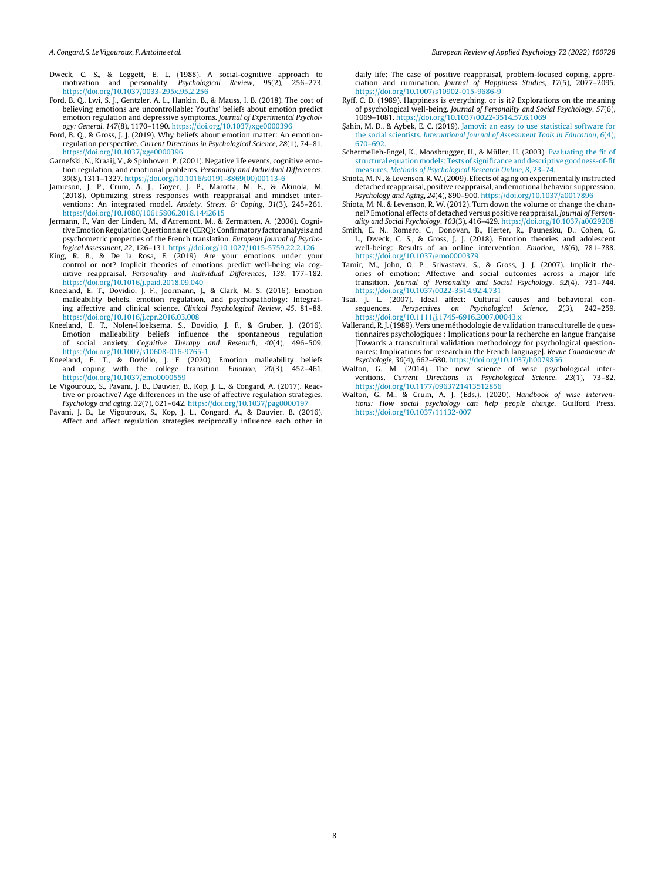Dweck, C. S., & Leggett, E. L. (1988). A social-cognitive approach to motivation and personality. *Psychological Review*, *95*(2), 256–273. https://doi.org/10.1037/0033-295x.95.2.256

Ford, B. Q., Lwi, S. J., Gentzler, A. L., Hankin, B., & Mauss, I. B. (2018). The cost of believing emotions are uncontrollable: Youths' beliefs about emotion predict emotion regulation and depressive symptoms. *Journal of Experimental Psychology: General*, *147*(8), 1170–1190. https://doi.org/10.1037/xge0000396

Ford, B. Q., & Gross, J. J. (2019). Why beliefs about emotion matter: An emotion-regulation perspective. *Current Directions in Psychological Science*, *28*(1), 74–81. https://doi.org/10.1037/xge0000396

Garnefski, N., Kraaij, V., & Spinhoven, P. (2001). Negative life events, cognitive emotion regulation, and emotional problems. *Personality and Individual Differences*. *30*(8), 1311–1327. https://doi.org/10.1016/s0191-8869(00)00113-6

Jamieson, J. P., Crum, A. J., Goyer, J. P., Marotta, M. E., & Akinola, M. (2018). Optimizing stress responses with reappraisal and mindset interventions: An integrated model. *Anxiety, Stress, & Coping*, *31*(3), 245–261. https://doi.org/10.1080/10615806.2018.1442615

Jermann, F., Van der Linden, M., d'Acremont, M., & Zermatten, A. (2006). Cognitive Emotion Regulation Questionnaire (CERQ): Confirmatory factor analysis and psychometric properties of the French translation. *European Journal of Psychological Assessment*, *22*, 126–131. https://doi.org/10.1027/1015-5759.22.2.126

King, R. B., & De la Rosa, E. (2019). Are your emotions under your control or not? Implicit theories of emotions predict well-being via cognitive reappraisal. *Personality and Individual Differences*, *138*, 177–182. https://doi.org/10.1016/j.paid.2018.09.040

Kneeland, E. T., Dovidio, J. F., Joormann, J., & Clark, M. S. (2016). Emotion malleability beliefs, emotion regulation, and psychopathology: Integrating affective and clinical science. *Clinical Psychological Review*, *45*, 81–88. https://doi.org/10.1016/j.cpr.2016.03.008

Kneeland, E. T., Nolen-Hoeksema, S., Dovidio, J. F., & Gruber, J. (2016). Emotion malleability beliefs influence the spontaneous regulation of social anxiety. *Cognitive Therapy and Research*, *40*(4), 496–509. https://doi.org/10.1007/s10608-016-9765-1

Kneeland, E. T., & Dovidio, J. F. (2020). Emotion malleability beliefs and coping with the college transition. *Emotion*, *20*(3), 452–461. https://doi.org/10.1037/emo0000559

Le Vigouroux, S., Pavani, J. B., Dauvier, B., Kop, J. L., & Congard, A. (2017). Reactive or proactive? Age differences in the use of affective regulation strategies. *Psychology and aging*, *32*(7), 621–642. https://doi.org/10.1037/pag0000197

Pavani, J. B., Le Vigouroux, S., Kop, J. L., Congard, A., & Dauvier, B. (2016). Affect and affect regulation strategies reciprocally influence each other in daily life: The case of positive reappraisal, problem-focused coping, appreciation and rumination. *Journal of Happiness Studies*, *17*(5), 2077–2095. https://doi.org/10.1007/s10902-015-9686-9

Ryff, C. D. (1989). Happiness is everything, or is it? Explorations on the meaning of psychological well-being. *Journal of Personality and Social Psychology*, *57*(6), 1069–1081. https://doi.org/10.1037/0022-3514.57.6.1069

Şahin, M. D., & Aybek, E. C. (2019). Jamovi: an easy to use statistical software for the social scientists. *International Journal of Assessment Tools in Education*, *6*(4), 670–692.

Schermelleh-Engel, K., Moosbrugger, H., & Müller, H. (2003). Evaluating the fit of structural equation models: Tests of significance and descriptive goodness-of-fit measures. *Methods of Psychological Research Online*, *8*, 23–74.

Shiota, M. N., & Levenson, R. W. (2009). Effects of aging on experimentally instructed detached reappraisal, positive reappraisal, and emotional behavior suppression. *Psychology and Aging*, *24*(4), 890–900. https://doi.org/10.1037/a0017896

Shiota, M. N., & Levenson, R. W. (2012). Turn down the volume or change the channel? Emotional effects of detached versus positive reappraisal. *Journal of Personality and Social Psychology*, *103*(3), 416–429. https://doi.org/10.1037/a0029208

Smith, E. N., Romero, C., Donovan, B., Herter, R., Paunesku, D., Cohen, G. L., Dweck, C. S., & Gross, J. J. (2018). Emotion theories and adolescent well-being: Results of an online intervention. *Emotion*, *18*(6), 781–788. https://doi.org/10.1037/emo0000379

Tamir, M., John, O. P., Srivastava, S., & Gross, J. J. (2007). Implicit theories of emotion: Affective and social outcomes across a major life transition. *Journal of Personality and Social Psychology*, *92*(4), 731–744. https://doi.org/10.1037/0022-3514.92.4.731

Tsai, J. L. (2007). Ideal affect: Cultural causes and behavioral consequences. *Perspectives on Psychological Science*, *2*(3), 242–259. https://doi.org/10.1111/j.1745-6916.2007.00043.x

Vallerand, R. J. (1989). Vers une méthodologie de validation transculturelle de questionnaires psychologiques : Implications pour la recherche en langue française [Towards a transcultural validation methodology for psychological questionnaires: Implications for research in the French language]. *Revue Canadienne de Psychologie*, *30*(4), 662–680. https://doi.org/10.1037/h0079856

Walton, G. M. (2014). The new science of wise psychological interventions. *Current Directions in Psychological Science*, *23*(1), 73–82. https://doi.org/10.1177/0963721413512856

Walton, G. M., & Crum, A. J. (Eds.). (2020). *Handbook of wise interventions: How social psychology can help people change*. Guilford Press. https://doi.org/10.1037/11132-007